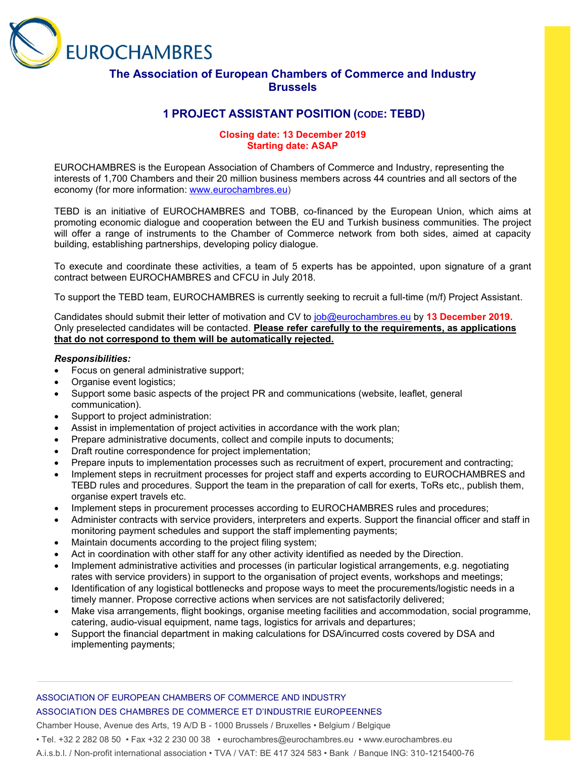# EUROCHAMBRES

## The Association of European Chambers of Commerce and Industry Brussels

## 1 PROJECT ASSISTANT POSITION (CODE: TEBD)

**Closing date: 13 December 2019**
**Starting date: ASAP**

EUROCHAMBRES is the European Association of Chambers of Commerce and Industry, representing the interests of 1,700 Chambers and their 20 million business members across 44 countries and all sectors of the economy (for more information: www.eurochambres.eu)

TEBD is an initiative of EUROCHAMBRES and TOBB, co-financed by the European Union, which aims at promoting economic dialogue and cooperation between the EU and Turkish business communities. The project will offer a range of instruments to the Chamber of Commerce network from both sides, aimed at capacity building, establishing partnerships, developing policy dialogue.

To execute and coordinate these activities, a team of 5 experts has be appointed, upon signature of a grant contract between EUROCHAMBRES and CFCU in July 2018.

To support the TEBD team, EUROCHAMBRES is currently seeking to recruit a full-time (m/f) Project Assistant.

Candidates should submit their letter of motivation and CV to job@eurochambres.eu by **13 December 2019.** Only preselected candidates will be contacted. **Please refer carefully to the requirements, as applications that do not correspond to them will be automatically rejected.**

***Responsibilities:***

- Focus on general administrative support;
- Organise event logistics;
- Support some basic aspects of the project PR and communications (website, leaflet, general communication).
- Support to project administration:
- Assist in implementation of project activities in accordance with the work plan;
- Prepare administrative documents, collect and compile inputs to documents;
- Draft routine correspondence for project implementation;
- Prepare inputs to implementation processes such as recruitment of expert, procurement and contracting;
- Implement steps in recruitment processes for project staff and experts according to EUROCHAMBRES and TEBD rules and procedures. Support the team in the preparation of call for exerts, ToRs etc,, publish them, organise expert travels etc.
- Implement steps in procurement processes according to EUROCHAMBRES rules and procedures;
- Administer contracts with service providers, interpreters and experts. Support the financial officer and staff in monitoring payment schedules and support the staff implementing payments;
- Maintain documents according to the project filing system;
- Act in coordination with other staff for any other activity identified as needed by the Direction.
- Implement administrative activities and processes (in particular logistical arrangements, e.g. negotiating rates with service providers) in support to the organisation of project events, workshops and meetings;
- Identification of any logistical bottlenecks and propose ways to meet the procurements/logistic needs in a timely manner. Propose corrective actions when services are not satisfactorily delivered;
- Make visa arrangements, flight bookings, organise meeting facilities and accommodation, social programme, catering, audio-visual equipment, name tags, logistics for arrivals and departures;
- Support the financial department in making calculations for DSA/incurred costs covered by DSA and implementing payments;

ASSOCIATION OF EUROPEAN CHAMBERS OF COMMERCE AND INDUSTRY
ASSOCIATION DES CHAMBRES DE COMMERCE ET D'INDUSTRIE EUROPEENNES
Chamber House, Avenue des Arts, 19 A/D B - 1000 Brussels / Bruxelles • Belgium / Belgique
• Tel. +32 2 282 08 50 • Fax +32 2 230 00 38 • eurochambres@eurochambres.eu • www.eurochambres.eu
A.i.s.b.l. / Non-profit international association • TVA / VAT: BE 417 324 583 • Bank / Banque ING: 310-1215400-76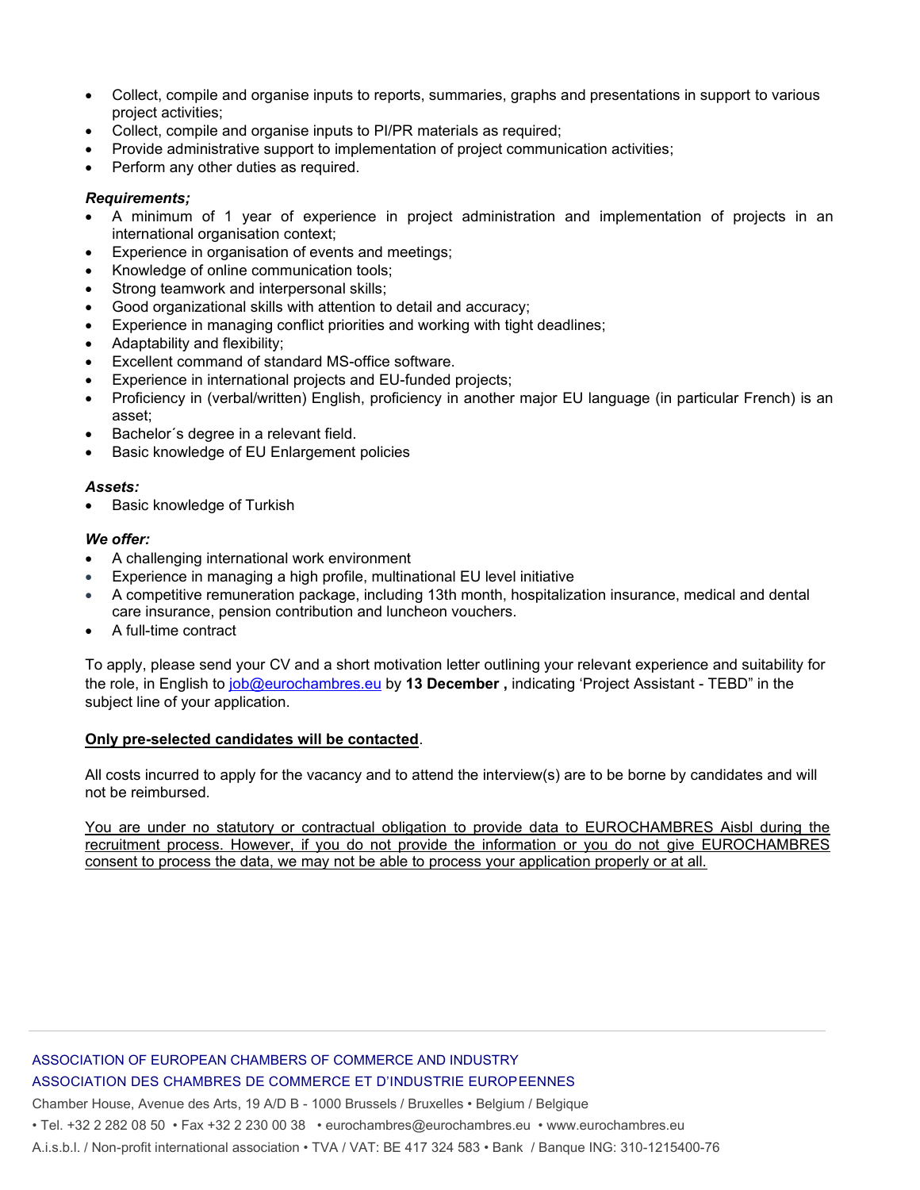- Collect, compile and organise inputs to reports, summaries, graphs and presentations in support to various project activities;
- Collect, compile and organise inputs to PI/PR materials as required;
- Provide administrative support to implementation of project communication activities;
- Perform any other duties as required.

***Requirements;***

- A minimum of 1 year of experience in project administration and implementation of projects in an international organisation context;
- Experience in organisation of events and meetings;
- Knowledge of online communication tools;
- Strong teamwork and interpersonal skills;
- Good organizational skills with attention to detail and accuracy;
- Experience in managing conflict priorities and working with tight deadlines;
- Adaptability and flexibility;
- Excellent command of standard MS-office software.
- Experience in international projects and EU-funded projects;
- Proficiency in (verbal/written) English, proficiency in another major EU language (in particular French) is an asset;
- Bachelor´s degree in a relevant field.
- Basic knowledge of EU Enlargement policies

***Assets:***

- Basic knowledge of Turkish

***We offer:***

- A challenging international work environment
- Experience in managing a high profile, multinational EU level initiative
- A competitive remuneration package, including 13th month, hospitalization insurance, medical and dental care insurance, pension contribution and luncheon vouchers.
- A full-time contract

To apply, please send your CV and a short motivation letter outlining your relevant experience and suitability for the role, in English to job@eurochambres.eu by **13 December ,** indicating 'Project Assistant - TEBD" in the subject line of your application.

**Only pre-selected candidates will be contacted**.

All costs incurred to apply for the vacancy and to attend the interview(s) are to be borne by candidates and will not be reimbursed.

You are under no statutory or contractual obligation to provide data to EUROCHAMBRES Aisbl during the recruitment process. However, if you do not provide the information or you do not give EUROCHAMBRES consent to process the data, we may not be able to process your application properly or at all.

ASSOCIATION OF EUROPEAN CHAMBERS OF COMMERCE AND INDUSTRY
ASSOCIATION DES CHAMBRES DE COMMERCE ET D'INDUSTRIE EUROPEENNES

Chamber House, Avenue des Arts, 19 A/D B - 1000 Brussels / Bruxelles • Belgium / Belgique
• Tel. +32 2 282 08 50 • Fax +32 2 230 00 38 • eurochambres@eurochambres.eu • www.eurochambres.eu
A.i.s.b.l. / Non-profit international association • TVA / VAT: BE 417 324 583 • Bank / Banque ING: 310-1215400-76